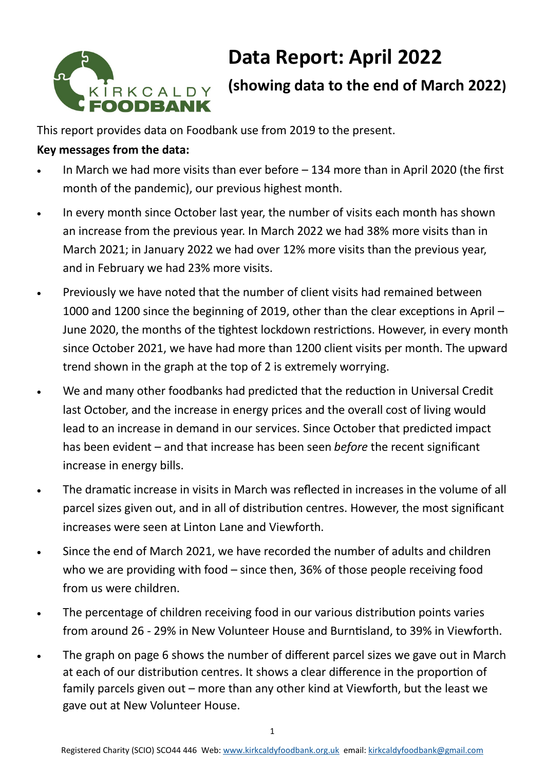# Data Report: April 2022

## (showing data to the end of March 2022)

This report provides data on Foodbank use from 2019 to the present.

**Key messages from the data:**

- In March we had more visits than ever before – 134 more than in April 2020 (the first month of the pandemic), our previous highest month.
- In every month since October last year, the number of visits each month has shown an increase from the previous year. In March 2022 we had 38% more visits than in March 2021; in January 2022 we had over 12% more visits than the previous year, and in February we had 23% more visits.
- Previously we have noted that the number of client visits had remained between 1000 and 1200 since the beginning of 2019, other than the clear exceptions in April – June 2020, the months of the tightest lockdown restrictions. However, in every month since October 2021, we have had more than 1200 client visits per month. The upward trend shown in the graph at the top of 2 is extremely worrying.
- We and many other foodbanks had predicted that the reduction in Universal Credit last October, and the increase in energy prices and the overall cost of living would lead to an increase in demand in our services. Since October that predicted impact has been evident – and that increase has been seen *before* the recent significant increase in energy bills.
- The dramatic increase in visits in March was reflected in increases in the volume of all parcel sizes given out, and in all of distribution centres. However, the most significant increases were seen at Linton Lane and Viewforth.
- Since the end of March 2021, we have recorded the number of adults and children who we are providing with food – since then, 36% of those people receiving food from us were children.
- The percentage of children receiving food in our various distribution points varies from around 26 - 29% in New Volunteer House and Burntisland, to 39% in Viewforth.
- The graph on page 6 shows the number of different parcel sizes we gave out in March at each of our distribution centres. It shows a clear difference in the proportion of family parcels given out – more than any other kind at Viewforth, but the least we gave out at New Volunteer House.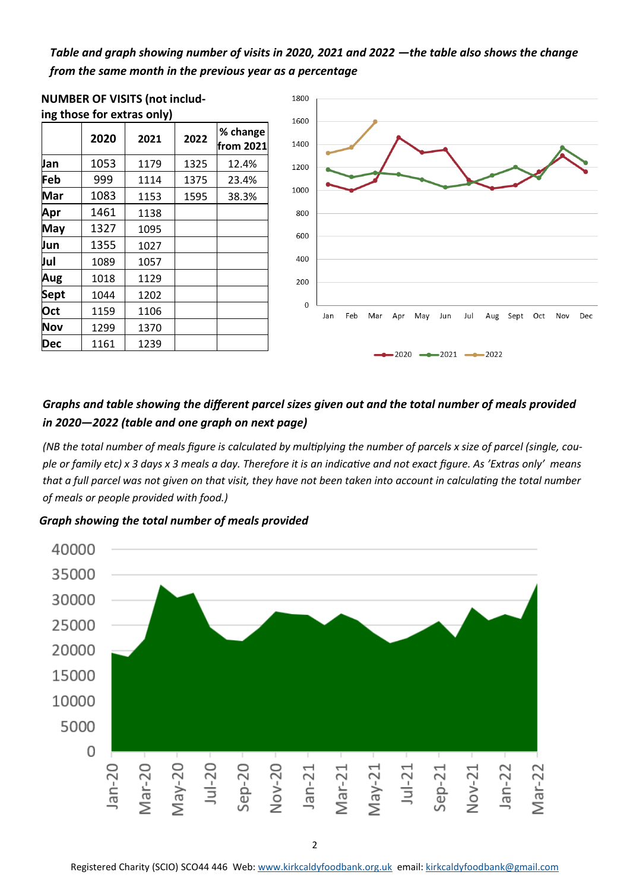***Table and graph showing number of visits in 2020, 2021 and 2022 —the table also shows the change from the same month in the previous year as a percentage***

**NUMBER OF VISITS (not including those for extras only)**

| | 2020 | 2021 | 2022 | % change from 2021 |
|---|---|---|---|---|
| **Jan** | 1053 | 1179 | 1325 | 12.4% |
| **Feb** | 999 | 1114 | 1375 | 23.4% |
| **Mar** | 1083 | 1153 | 1595 | 38.3% |
| **Apr** | 1461 | 1138 | | |
| **May** | 1327 | 1095 | | |
| **Jun** | 1355 | 1027 | | |
| **Jul** | 1089 | 1057 | | |
| **Aug** | 1018 | 1129 | | |
| **Sept** | 1044 | 1202 | | |
| **Oct** | 1159 | 1106 | | |
| **Nov** | 1299 | 1370 | | |
| **Dec** | 1161 | 1239 | | |

***Graphs and table showing the different parcel sizes given out and the total number of meals provided in 2020—2022 (table and one graph on next page)***

*(NB the total number of meals figure is calculated by multiplying the number of parcels x size of parcel (single, couple or family etc) x 3 days x 3 meals a day. Therefore it is an indicative and not exact figure. As 'Extras only' means that a full parcel was not given on that visit, they have not been taken into account in calculating the total number of meals or people provided with food.)*

***Graph showing the total number of meals provided***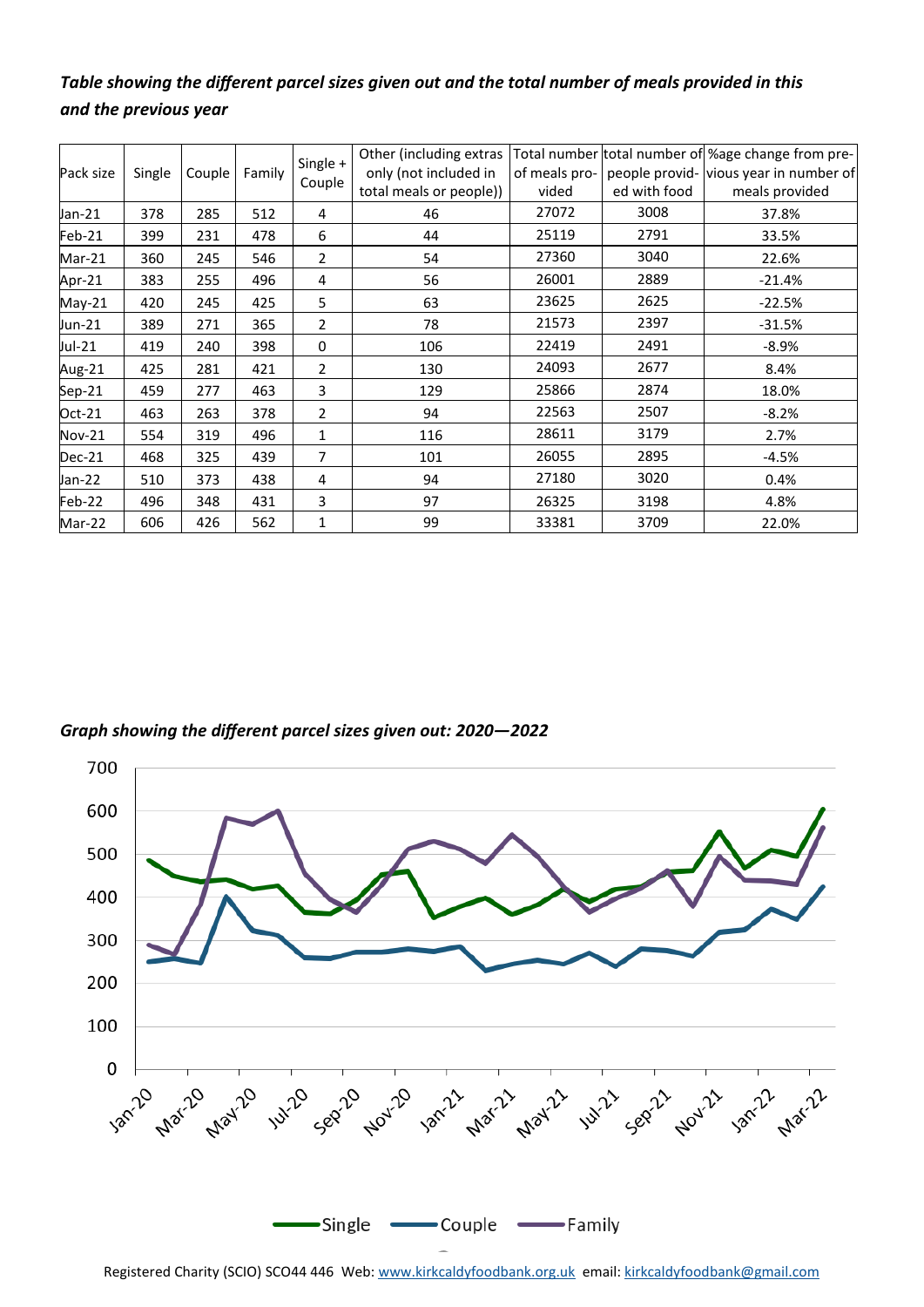*Table showing the different parcel sizes given out and the total number of meals provided in this and the previous year*

| Pack size | Single | Couple | Family | Single + Couple | Other (including extras only (not included in total meals or people)) | Total number of meals provided | total number of people provided with food | %age change from previous year in number of meals provided |
|---|---|---|---|---|---|---|---|---|
| Jan-21 | 378 | 285 | 512 | 4 | 46 | 27072 | 3008 | 37.8% |
| Feb-21 | 399 | 231 | 478 | 6 | 44 | 25119 | 2791 | 33.5% |
| Mar-21 | 360 | 245 | 546 | 2 | 54 | 27360 | 3040 | 22.6% |
| Apr-21 | 383 | 255 | 496 | 4 | 56 | 26001 | 2889 | -21.4% |
| May-21 | 420 | 245 | 425 | 5 | 63 | 23625 | 2625 | -22.5% |
| Jun-21 | 389 | 271 | 365 | 2 | 78 | 21573 | 2397 | -31.5% |
| Jul-21 | 419 | 240 | 398 | 0 | 106 | 22419 | 2491 | -8.9% |
| Aug-21 | 425 | 281 | 421 | 2 | 130 | 24093 | 2677 | 8.4% |
| Sep-21 | 459 | 277 | 463 | 3 | 129 | 25866 | 2874 | 18.0% |
| Oct-21 | 463 | 263 | 378 | 2 | 94 | 22563 | 2507 | -8.2% |
| Nov-21 | 554 | 319 | 496 | 1 | 116 | 28611 | 3179 | 2.7% |
| Dec-21 | 468 | 325 | 439 | 7 | 101 | 26055 | 2895 | -4.5% |
| Jan-22 | 510 | 373 | 438 | 4 | 94 | 27180 | 3020 | 0.4% |
| Feb-22 | 496 | 348 | 431 | 3 | 97 | 26325 | 3198 | 4.8% |
| Mar-22 | 606 | 426 | 562 | 1 | 99 | 33381 | 3709 | 22.0% |

*Graph showing the different parcel sizes given out: 2020—2022*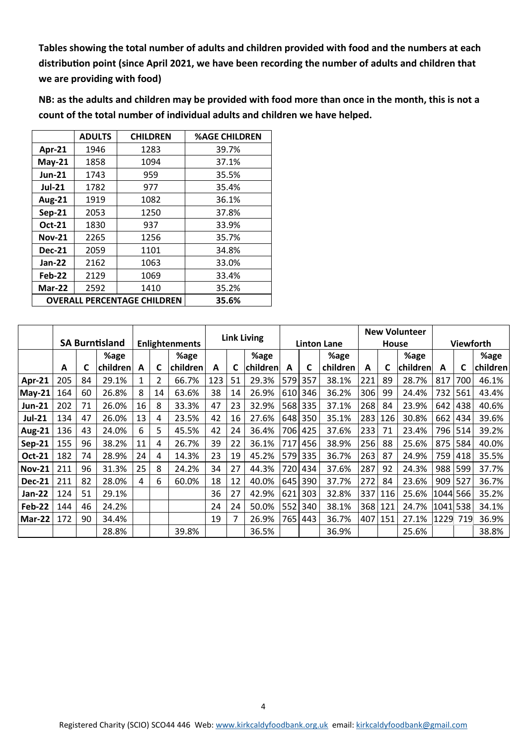**Tables showing the total number of adults and children provided with food and the numbers at each distribution point (since April 2021, we have been recording the number of adults and children that we are providing with food)**

**NB: as the adults and children may be provided with food more than once in the month, this is not a count of the total number of individual adults and children we have helped.**

| | ADULTS | CHILDREN | %AGE CHILDREN |
|---|---|---|---|
| **Apr-21** | 1946 | 1283 | 39.7% |
| **May-21** | 1858 | 1094 | 37.1% |
| **Jun-21** | 1743 | 959 | 35.5% |
| **Jul-21** | 1782 | 977 | 35.4% |
| **Aug-21** | 1919 | 1082 | 36.1% |
| **Sep-21** | 2053 | 1250 | 37.8% |
| **Oct-21** | 1830 | 937 | 33.9% |
| **Nov-21** | 2265 | 1256 | 35.7% |
| **Dec-21** | 2059 | 1101 | 34.8% |
| **Jan-22** | 2162 | 1063 | 33.0% |
| **Feb-22** | 2129 | 1069 | 33.4% |
| **Mar-22** | 2592 | 1410 | 35.2% |
| **OVERALL PERCENTAGE CHILDREN** | | | **35.6%** |

| | SA Burntisland | | | Enlightenments | | | Link Living | | | Linton Lane | | | New Volunteer House | | | Viewforth | | |
|---|---|---|---|---|---|---|---|---|---|---|---|---|---|---|---|---|---|---|
| | **A** | **C** | **%age children** | **A** | **C** | **%age children** | **A** | **C** | **%age children** | **A** | **C** | **%age children** | **A** | **C** | **%age children** | **A** | **C** | **%age children** |
| **Apr-21** | 205 | 84 | 29.1% | 1 | 2 | 66.7% | 123 | 51 | 29.3% | 579 | 357 | 38.1% | 221 | 89 | 28.7% | 817 | 700 | 46.1% |
| **May-21** | 164 | 60 | 26.8% | 8 | 14 | 63.6% | 38 | 14 | 26.9% | 610 | 346 | 36.2% | 306 | 99 | 24.4% | 732 | 561 | 43.4% |
| **Jun-21** | 202 | 71 | 26.0% | 16 | 8 | 33.3% | 47 | 23 | 32.9% | 568 | 335 | 37.1% | 268 | 84 | 23.9% | 642 | 438 | 40.6% |
| **Jul-21** | 134 | 47 | 26.0% | 13 | 4 | 23.5% | 42 | 16 | 27.6% | 648 | 350 | 35.1% | 283 | 126 | 30.8% | 662 | 434 | 39.6% |
| **Aug-21** | 136 | 43 | 24.0% | 6 | 5 | 45.5% | 42 | 24 | 36.4% | 706 | 425 | 37.6% | 233 | 71 | 23.4% | 796 | 514 | 39.2% |
| **Sep-21** | 155 | 96 | 38.2% | 11 | 4 | 26.7% | 39 | 22 | 36.1% | 717 | 456 | 38.9% | 256 | 88 | 25.6% | 875 | 584 | 40.0% |
| **Oct-21** | 182 | 74 | 28.9% | 24 | 4 | 14.3% | 23 | 19 | 45.2% | 579 | 335 | 36.7% | 263 | 87 | 24.9% | 759 | 418 | 35.5% |
| **Nov-21** | 211 | 96 | 31.3% | 25 | 8 | 24.2% | 34 | 27 | 44.3% | 720 | 434 | 37.6% | 287 | 92 | 24.3% | 988 | 599 | 37.7% |
| **Dec-21** | 211 | 82 | 28.0% | 4 | 6 | 60.0% | 18 | 12 | 40.0% | 645 | 390 | 37.7% | 272 | 84 | 23.6% | 909 | 527 | 36.7% |
| **Jan-22** | 124 | 51 | 29.1% | | | | 36 | 27 | 42.9% | 621 | 303 | 32.8% | 337 | 116 | 25.6% | 1044 | 566 | 35.2% |
| **Feb-22** | 144 | 46 | 24.2% | | | | 24 | 24 | 50.0% | 552 | 340 | 38.1% | 368 | 121 | 24.7% | 1041 | 538 | 34.1% |
| **Mar-22** | 172 | 90 | 34.4% | | | | 19 | 7 | 26.9% | 765 | 443 | 36.7% | 407 | 151 | 27.1% | 1229 | 719 | 36.9% |
| | | | 28.8% | | | 39.8% | | | 36.5% | | | 36.9% | | | 25.6% | | | 38.8% |

Registered Charity (SCIO) SCO44 446 Web: www.kirkcaldyfoodbank.org.uk email: kirkcaldyfoodbank@gmail.com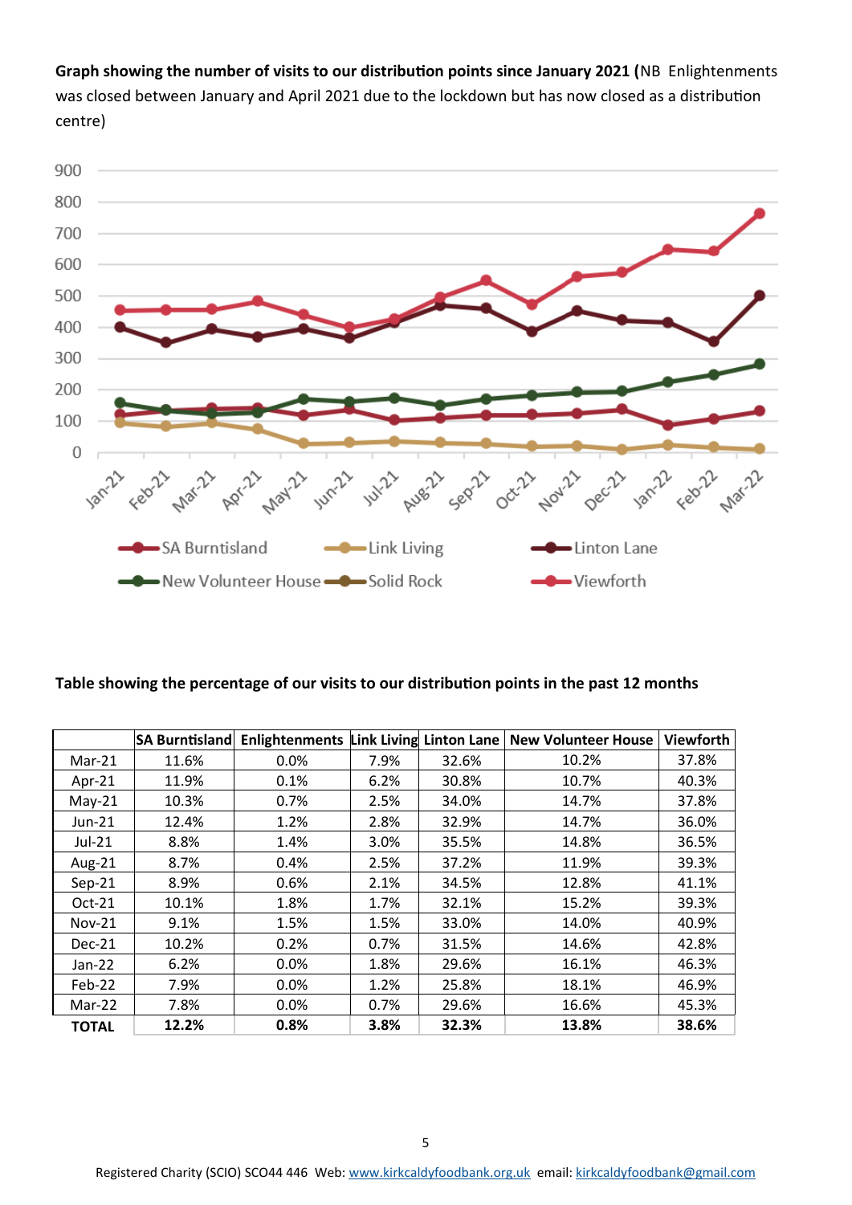**Graph showing the number of visits to our distribution points since January 2021 (**NB Enlightenments was closed between January and April 2021 due to the lockdown but has now closed as a distribution centre)

**Table showing the percentage of our visits to our distribution points in the past 12 months**

| | SA Burntisland | Enlightenments | Link Living | Linton Lane | New Volunteer House | Viewforth |
|---|---|---|---|---|---|---|
| Mar-21 | 11.6% | 0.0% | 7.9% | 32.6% | 10.2% | 37.8% |
| Apr-21 | 11.9% | 0.1% | 6.2% | 30.8% | 10.7% | 40.3% |
| May-21 | 10.3% | 0.7% | 2.5% | 34.0% | 14.7% | 37.8% |
| Jun-21 | 12.4% | 1.2% | 2.8% | 32.9% | 14.7% | 36.0% |
| Jul-21 | 8.8% | 1.4% | 3.0% | 35.5% | 14.8% | 36.5% |
| Aug-21 | 8.7% | 0.4% | 2.5% | 37.2% | 11.9% | 39.3% |
| Sep-21 | 8.9% | 0.6% | 2.1% | 34.5% | 12.8% | 41.1% |
| Oct-21 | 10.1% | 1.8% | 1.7% | 32.1% | 15.2% | 39.3% |
| Nov-21 | 9.1% | 1.5% | 1.5% | 33.0% | 14.0% | 40.9% |
| Dec-21 | 10.2% | 0.2% | 0.7% | 31.5% | 14.6% | 42.8% |
| Jan-22 | 6.2% | 0.0% | 1.8% | 29.6% | 16.1% | 46.3% |
| Feb-22 | 7.9% | 0.0% | 1.2% | 25.8% | 18.1% | 46.9% |
| Mar-22 | 7.8% | 0.0% | 0.7% | 29.6% | 16.6% | 45.3% |
| **TOTAL** | **12.2%** | **0.8%** | **3.8%** | **32.3%** | **13.8%** | **38.6%** |

Registered Charity (SCIO) SCO44 446 Web: www.kirkcaldyfoodbank.org.uk email: kirkcaldyfoodbank@gmail.com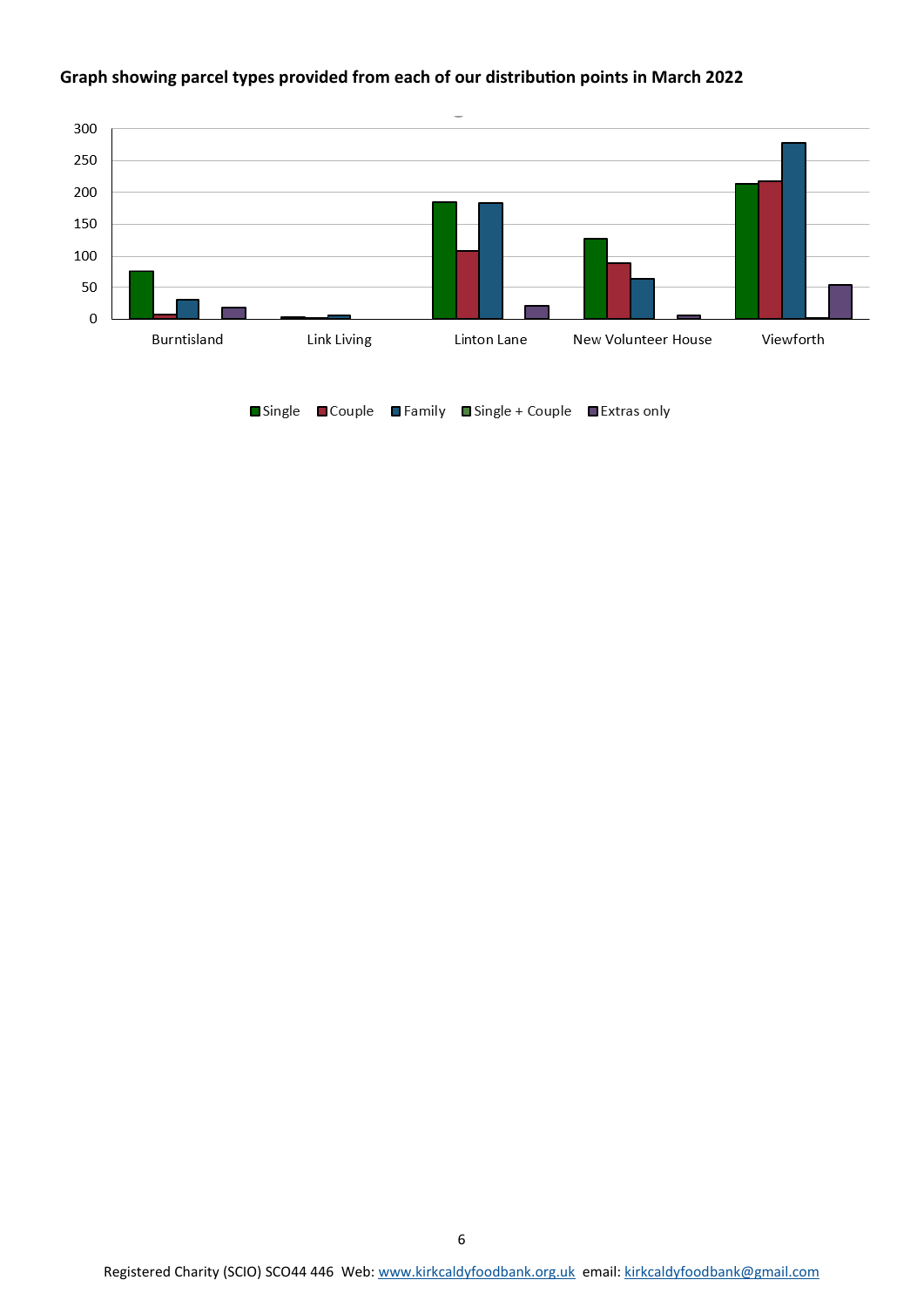**Graph showing parcel types provided from each of our distribution points in March 2022**

300
250
200
150
100
50
0

Burntisland
Link Living
Linton Lane
New Volunteer House
Viewforth

Single
Couple
Family
Single + Couple
Extras only

Registered Charity (SCIO) SCO44 446 Web: www.kirkcaldyfoodbank.org.uk email: kirkcaldyfoodbank@gmail.com